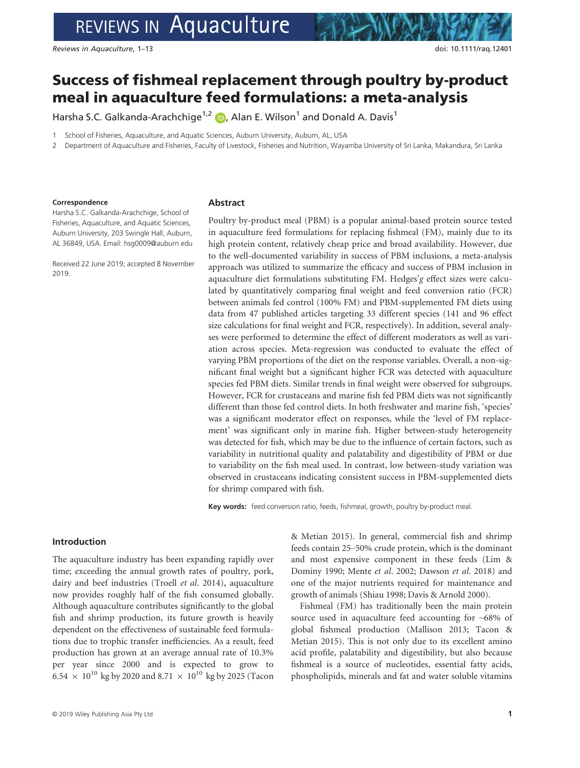# Success of fishmeal replacement through poultry by-product meal in aquaculture feed formulations: a meta-analysis

Harsha S.C. Galkanda-Arachchige[1,2], Alan E. Wilson[1] and Donald A. Davis[1]

1 School of Fisheries, Aquaculture, and Aquatic Sciences, Auburn University, Auburn, AL, USA

2 Department of Aquaculture and Fisheries, Faculty of Livestock, Fisheries and Nutrition, Wayamba University of Sri Lanka, Makandura, Sri Lanka

**Correspondence**
Harsha S.C. Galkanda-Arachchige, School of Fisheries, Aquaculture, and Aquatic Sciences, Auburn University, 203 Swingle Hall, Auburn, AL 36849, USA. Email: hsg0009@auburn.edu

Received 22 June 2019; accepted 8 November 2019.

## Abstract

Poultry by-product meal (PBM) is a popular animal-based protein source tested in aquaculture feed formulations for replacing fishmeal (FM), mainly due to its high protein content, relatively cheap price and broad availability. However, due to the well-documented variability in success of PBM inclusions, a meta-analysis approach was utilized to summarize the efficacy and success of PBM inclusion in aquaculture diet formulations substituting FM. Hedges'*g* effect sizes were calculated by quantitatively comparing final weight and feed conversion ratio (FCR) between animals fed control (100% FM) and PBM-supplemented FM diets using data from 47 published articles targeting 33 different species (141 and 96 effect size calculations for final weight and FCR, respectively). In addition, several analyses were performed to determine the effect of different moderators as well as variation across species. Meta-regression was conducted to evaluate the effect of varying PBM proportions of the diet on the response variables. Overall, a non-significant final weight but a significant higher FCR was detected with aquaculture species fed PBM diets. Similar trends in final weight were observed for subgroups. However, FCR for crustaceans and marine fish fed PBM diets was not significantly different than those fed control diets. In both freshwater and marine fish, 'species' was a significant moderator effect on responses, while the 'level of FM replacement' was significant only in marine fish. Higher between-study heterogeneity was detected for fish, which may be due to the influence of certain factors, such as variability in nutritional quality and palatability and digestibility of PBM or due to variability on the fish meal used. In contrast, low between-study variation was observed in crustaceans indicating consistent success in PBM-supplemented diets for shrimp compared with fish.

**Key words:** feed conversion ratio, feeds, fishmeal, growth, poultry by-product meal.

## Introduction

The aquaculture industry has been expanding rapidly over time; exceeding the annual growth rates of poultry, pork, dairy and beef industries (Troell *et al*. 2014), aquaculture now provides roughly half of the fish consumed globally. Although aquaculture contributes significantly to the global fish and shrimp production, its future growth is heavily dependent on the effectiveness of sustainable feed formulations due to trophic transfer inefficiencies. As a result, feed production has grown at an average annual rate of 10.3% per year since 2000 and is expected to grow to $6.54 \times 10^{10}$ kg by 2020 and $8.71 \times 10^{10}$ kg by 2025 (Tacon & Metian 2015). In general, commercial fish and shrimp feeds contain 25–50% crude protein, which is the dominant and most expensive component in these feeds (Lim & Dominy 1990; Mente *et al*. 2002; Dawson *et al*. 2018) and one of the major nutrients required for maintenance and growth of animals (Shiau 1998; Davis & Arnold 2000).

Fishmeal (FM) has traditionally been the main protein source used in aquaculture feed accounting for ~68% of global fishmeal production (Mallison 2013; Tacon & Metian 2015). This is not only due to its excellent amino acid profile, palatability and digestibility, but also because fishmeal is a source of nucleotides, essential fatty acids, phospholipids, minerals and fat and water soluble vitamins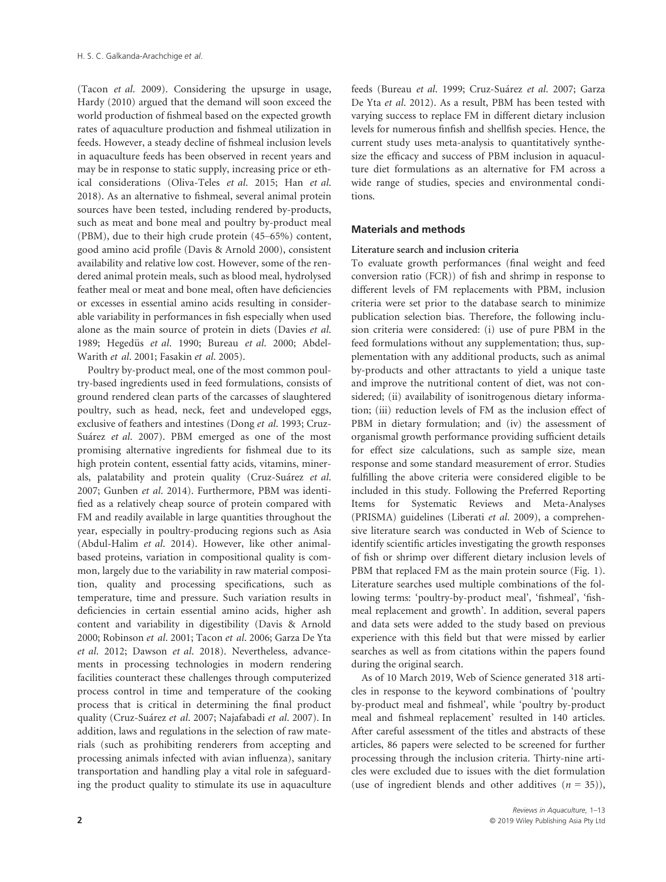(Tacon *et al.* 2009). Considering the upsurge in usage, Hardy (2010) argued that the demand will soon exceed the world production of fishmeal based on the expected growth rates of aquaculture production and fishmeal utilization in feeds. However, a steady decline of fishmeal inclusion levels in aquaculture feeds has been observed in recent years and may be in response to static supply, increasing price or ethical considerations (Oliva-Teles *et al.* 2015; Han *et al.* 2018). As an alternative to fishmeal, several animal protein sources have been tested, including rendered by-products, such as meat and bone meal and poultry by-product meal (PBM), due to their high crude protein (45–65%) content, good amino acid profile (Davis & Arnold 2000), consistent availability and relative low cost. However, some of the rendered animal protein meals, such as blood meal, hydrolysed feather meal or meat and bone meal, often have deficiencies or excesses in essential amino acids resulting in considerable variability in performances in fish especially when used alone as the main source of protein in diets (Davies *et al.* 1989; Hegedüs *et al.* 1990; Bureau *et al.* 2000; Abdel-Warith *et al.* 2001; Fasakin *et al.* 2005).

Poultry by-product meal, one of the most common poultry-based ingredients used in feed formulations, consists of ground rendered clean parts of the carcasses of slaughtered poultry, such as head, neck, feet and undeveloped eggs, exclusive of feathers and intestines (Dong *et al.* 1993; Cruz-Suárez *et al.* 2007). PBM emerged as one of the most promising alternative ingredients for fishmeal due to its high protein content, essential fatty acids, vitamins, minerals, palatability and protein quality (Cruz-Suárez *et al.* 2007; Gunben *et al.* 2014). Furthermore, PBM was identified as a relatively cheap source of protein compared with FM and readily available in large quantities throughout the year, especially in poultry-producing regions such as Asia (Abdul-Halim *et al.* 2014). However, like other animal-based proteins, variation in compositional quality is common, largely due to the variability in raw material composition, quality and processing specifications, such as temperature, time and pressure. Such variation results in deficiencies in certain essential amino acids, higher ash content and variability in digestibility (Davis & Arnold 2000; Robinson *et al.* 2001; Tacon *et al.* 2006; Garza De Yta *et al.* 2012; Dawson *et al.* 2018). Nevertheless, advancements in processing technologies in modern rendering facilities counteract these challenges through computerized process control in time and temperature of the cooking process that is critical in determining the final product quality (Cruz-Suárez *et al.* 2007; Najafabadi *et al.* 2007). In addition, laws and regulations in the selection of raw materials (such as prohibiting renderers from accepting and processing animals infected with avian influenza), sanitary transportation and handling play a vital role in safeguarding the product quality to stimulate its use in aquaculture feeds (Bureau *et al.* 1999; Cruz-Suárez *et al.* 2007; Garza De Yta *et al.* 2012). As a result, PBM has been tested with varying success to replace FM in different dietary inclusion levels for numerous finfish and shellfish species. Hence, the current study uses meta-analysis to quantitatively synthesize the efficacy and success of PBM inclusion in aquaculture diet formulations as an alternative for FM across a wide range of studies, species and environmental conditions.

## Materials and methods

### Literature search and inclusion criteria

To evaluate growth performances (final weight and feed conversion ratio (FCR)) of fish and shrimp in response to different levels of FM replacements with PBM, inclusion criteria were set prior to the database search to minimize publication selection bias. Therefore, the following inclusion criteria were considered: (i) use of pure PBM in the feed formulations without any supplementation; thus, supplementation with any additional products, such as animal by-products and other attractants to yield a unique taste and improve the nutritional content of diet, was not considered; (ii) availability of isonitrogenous dietary information; (iii) reduction levels of FM as the inclusion effect of PBM in dietary formulation; and (iv) the assessment of organismal growth performance providing sufficient details for effect size calculations, such as sample size, mean response and some standard measurement of error. Studies fulfilling the above criteria were considered eligible to be included in this study. Following the Preferred Reporting Items for Systematic Reviews and Meta-Analyses (PRISMA) guidelines (Liberati *et al.* 2009), a comprehensive literature search was conducted in Web of Science to identify scientific articles investigating the growth responses of fish or shrimp over different dietary inclusion levels of PBM that replaced FM as the main protein source (Fig. 1). Literature searches used multiple combinations of the following terms: 'poultry-by-product meal', 'fishmeal', 'fishmeal replacement and growth'. In addition, several papers and data sets were added to the study based on previous experience with this field but that were missed by earlier searches as well as from citations within the papers found during the original search.

As of 10 March 2019, Web of Science generated 318 articles in response to the keyword combinations of 'poultry by-product meal and fishmeal', while 'poultry by-product meal and fishmeal replacement' resulted in 140 articles. After careful assessment of the titles and abstracts of these articles, 86 papers were selected to be screened for further processing through the inclusion criteria. Thirty-nine articles were excluded due to issues with the diet formulation (use of ingredient blends and other additives ($n = 35$)),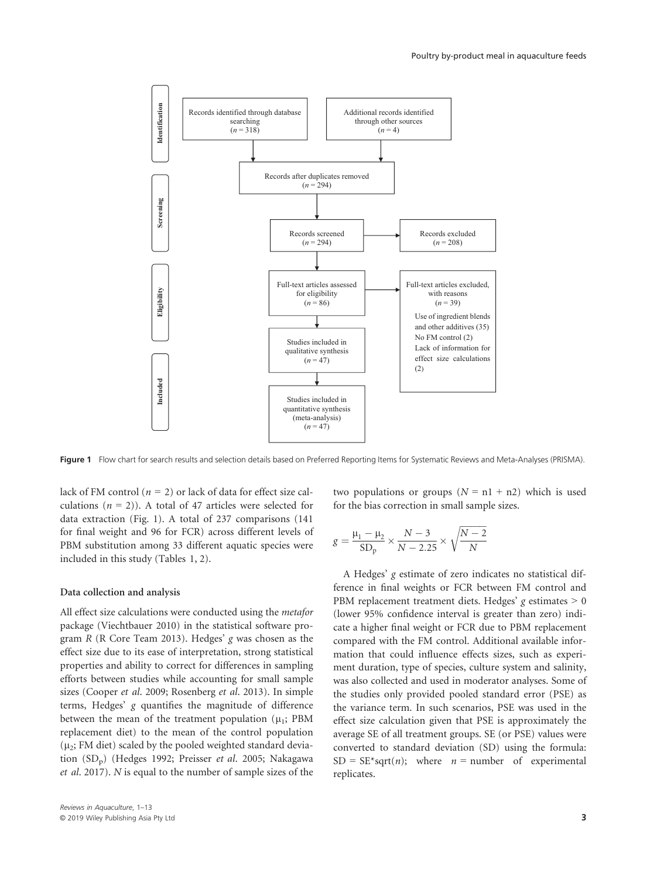Identification

Records identified through database searching
($n = 318$)

Additional records identified through other sources
($n = 4$)

Records after duplicates removed
($n = 294$)

Screening

Records screened
($n = 294$)

Records excluded
($n = 208$)

Eligibility

Full-text articles assessed for eligibility
($n = 86$)

Full-text articles excluded, with reasons
($n = 39$)
Use of ingredient blends and other additives (35)
No FM control (2)
Lack of information for effect size calculations (2)

Studies included in qualitative synthesis
($n = 47$)

Included

Studies included in quantitative synthesis (meta-analysis)
($n = 47$)

**Figure 1** Flow chart for search results and selection details based on Preferred Reporting Items for Systematic Reviews and Meta-Analyses (PRISMA).

lack of FM control ($n = 2$) or lack of data for effect size calculations ($n = 2$)). A total of 47 articles were selected for data extraction (Fig. 1). A total of 237 comparisons (141 for final weight and 96 for FCR) across different levels of PBM substitution among 33 different aquatic species were included in this study (Tables 1, 2).

### Data collection and analysis

All effect size calculations were conducted using the *metafor* package (Viechtbauer 2010) in the statistical software program *R* (R Core Team 2013). Hedges' *g* was chosen as the effect size due to its ease of interpretation, strong statistical properties and ability to correct for differences in sampling efforts between studies while accounting for small sample sizes (Cooper *et al.* 2009; Rosenberg *et al.* 2013). In simple terms, Hedges' *g* quantifies the magnitude of difference between the mean of the treatment population ($\mu_1$; PBM replacement diet) to the mean of the control population ($\mu_2$; FM diet) scaled by the pooled weighted standard deviation ($SD_p$) (Hedges 1992; Preisser *et al.* 2005; Nakagawa *et al.* 2017). *N* is equal to the number of sample sizes of the two populations or groups ($N = n1 + n2$) which is used for the bias correction in small sample sizes.

$$g = \frac{\mu_1 - \mu_2}{SD_p} \times \frac{N-3}{N-2.25} \times \sqrt{\frac{N-2}{N}}$$

A Hedges' *g* estimate of zero indicates no statistical difference in final weights or FCR between FM control and PBM replacement treatment diets. Hedges' *g* estimates $> 0$ (lower 95% confidence interval is greater than zero) indicate a higher final weight or FCR due to PBM replacement compared with the FM control. Additional available information that could influence effects sizes, such as experiment duration, type of species, culture system and salinity, was also collected and used in moderator analyses. Some of the studies only provided pooled standard error (PSE) as the variance term. In such scenarios, PSE was used in the effect size calculation given that PSE is approximately the average SE of all treatment groups. SE (or PSE) values were converted to standard deviation (SD) using the formula: SD = SE*sqrt(*n*); where *n* = number of experimental replicates.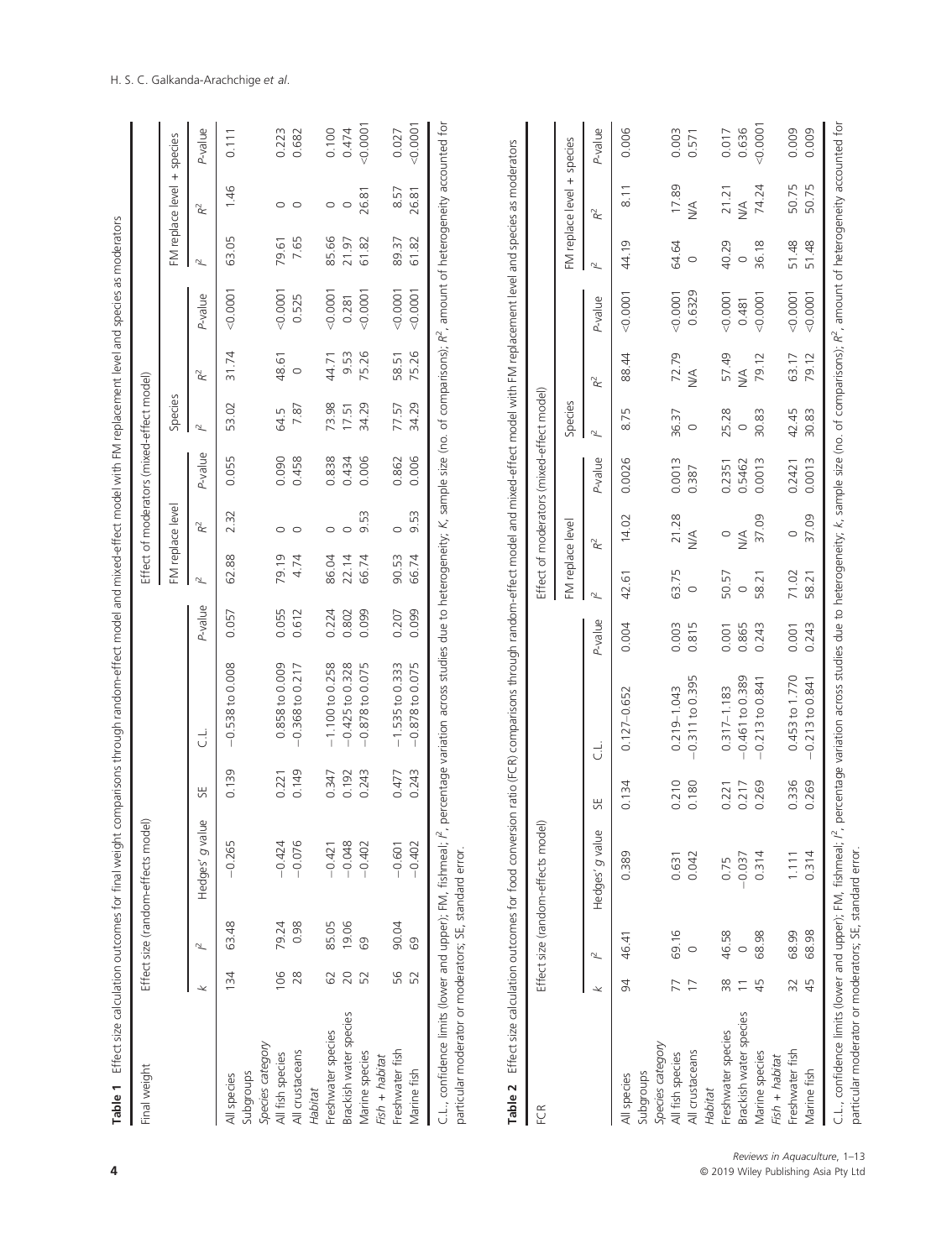**Table 1** Effect size calculation outcomes for final weight comparisons through random-effect model and mixed-effect model with FM replacement level and species as moderators

| Final weight | Effect size (random-effects model) | | | | | | Effect of moderators (mixed-effect model) | | | | | | | | |
|---|---|---|---|---|---|---|---|---|---|---|---|---|---|---|---|
| | | | | | | | FM replace level | | | Species | | | FM replace level + species | | |
| | $k$ | $I^2$ | Hedges' $g$ value | SE | C.L. | P-value | $I^2$ | $R^2$ | P-value | $I^2$ | $R^2$ | P-value | $I^2$ | $R^2$ | P-value |
| All species | 134 | 63.48 | −0.265 | 0.139 | −0.538 to 0.008 | 0.057 | 62.88 | 2.32 | 0.055 | 53.02 | 31.74 | <0.0001 | 63.05 | 1.46 | 0.111 |
| Subgroups | | | | | | | | | | | | | | | |
| *Species category* | | | | | | | | | | | | | | | |
| All fish species | 106 | 79.24 | −0.424 | 0.221 | 0.858 to 0.009 | 0.055 | 79.19 | 0 | 0.090 | 64.5 | 48.61 | <0.0001 | 79.61 | 0 | 0.223 |
| All crustaceans | 28 | 0.98 | −0.076 | 0.149 | −0.368 to 0.217 | 0.612 | 4.74 | 0 | 0.458 | 7.87 | 0 | 0.525 | 7.65 | 0 | 0.682 |
| *Habitat* | | | | | | | | | | | | | | | |
| Freshwater species | 62 | 85.05 | −0.421 | 0.347 | −1.100 to 0.258 | 0.224 | 86.04 | 0 | 0.838 | 73.98 | 44.71 | <0.0001 | 85.66 | 0 | 0.100 |
| Brackish water species | 20 | 19.06 | −0.048 | 0.192 | −0.425 to 0.328 | 0.802 | 22.14 | 0 | 0.434 | 17.51 | 9.53 | 0.281 | 21.97 | 0 | 0.474 |
| Marine species | 52 | 69 | −0.402 | 0.243 | −0.878 to 0.075 | 0.099 | 66.74 | 9.53 | 0.006 | 34.29 | 75.26 | <0.0001 | 61.82 | 26.81 | <0.0001 |
| *Fish + habitat* | | | | | | | | | | | | | | | |
| Freshwater fish | 56 | 90.04 | −0.601 | 0.477 | −1.535 to 0.333 | 0.207 | 90.53 | 0 | 0.862 | 77.57 | 58.51 | <0.0001 | 89.37 | 8.57 | 0.027 |
| Marine fish | 52 | 69 | −0.402 | 0.243 | −0.878 to 0.075 | 0.099 | 66.74 | 9.53 | 0.006 | 34.29 | 75.26 | <0.0001 | 61.82 | 26.81 | <0.0001 |

C.L., confidence limits (lower and upper); FM, fishmeal; $I^2$, percentage variation across studies due to heterogeneity; $K$, sample size (no. of comparisons); $R^2$, amount of heterogeneity accounted for particular moderator or moderators; SE, standard error.

**Table 2** Effect size calculation outcomes for food conversion ratio (FCR) comparisons through random-effect model and mixed-effect model with FM replacement level and species as moderators

| FCR | Effect size (random-effects model) | | | | | | Effect of moderators (mixed-effect model) | | | | | | | | |
|---|---|---|---|---|---|---|---|---|---|---|---|---|---|---|---|
| | | | | | | | FM replace level | | | Species | | | FM replace level + species | | |
| | $k$ | $I^2$ | Hedges' $g$ value | SE | C.L. | P-value | $I^2$ | $R^2$ | P-value | $I^2$ | $R^2$ | P-value | $I^2$ | $R^2$ | P-value |
| All species | 94 | 46.41 | 0.389 | 0.134 | 0.127–0.652 | 0.004 | 42.61 | 14.02 | 0.0026 | 8.75 | 88.44 | <0.0001 | 44.19 | 8.11 | 0.006 |
| Subgroups | | | | | | | | | | | | | | | |
| *Species category* | | | | | | | | | | | | | | | |
| All fish species | 77 | 69.16 | 0.631 | 0.210 | 0.219–1.043 | 0.003 | 63.75 | 21.28 | 0.0013 | 36.37 | 72.79 | <0.0001 | 64.64 | 17.89 | 0.003 |
| All crustaceans | 17 | 0 | 0.042 | 0.180 | −0.311 to 0.395 | 0.815 | 0 | N/A | 0.387 | 0 | N/A | 0.6329 | 0 | N/A | 0.571 |
| *Habitat* | | | | | | | | | | | | | | | |
| Freshwater species | 38 | 46.58 | 0.75 | 0.221 | 0.317–1.183 | 0.001 | 50.57 | 0 | 0.2351 | 25.28 | 57.49 | <0.0001 | 40.29 | 21.21 | 0.017 |
| Brackish water species | 11 | 0 | −0.037 | 0.217 | −0.461 to 0.389 | 0.865 | 0 | N/A | 0.5462 | 0 | N/A | 0.481 | 0 | N/A | 0.636 |
| Marine species | 45 | 68.98 | 0.314 | 0.269 | −0.213 to 0.841 | 0.243 | 58.21 | 37.09 | 0.0013 | 30.83 | 79.12 | <0.0001 | 36.18 | 74.24 | <0.0001 |
| *Fish + habitat* | | | | | | | | | | | | | | | |
| Freshwater fish | 32 | 68.99 | 1.111 | 0.336 | 0.453 to 1.770 | 0.001 | 71.02 | 0 | 0.2421 | 42.45 | 63.17 | <0.0001 | 51.48 | 50.75 | 0.009 |
| Marine fish | 45 | 68.98 | 0.314 | 0.269 | −0.213 to 0.841 | 0.243 | 58.21 | 37.09 | 0.0013 | 30.83 | 79.12 | <0.0001 | 51.48 | 50.75 | 0.009 |

C.L., confidence limits (lower and upper); FM, fishmeal; $I^2$, percentage variation across studies due to heterogeneity; $k$, sample size (no. of comparisons); $R^2$, amount of heterogeneity accounted for particular moderator or moderators; SE, standard error.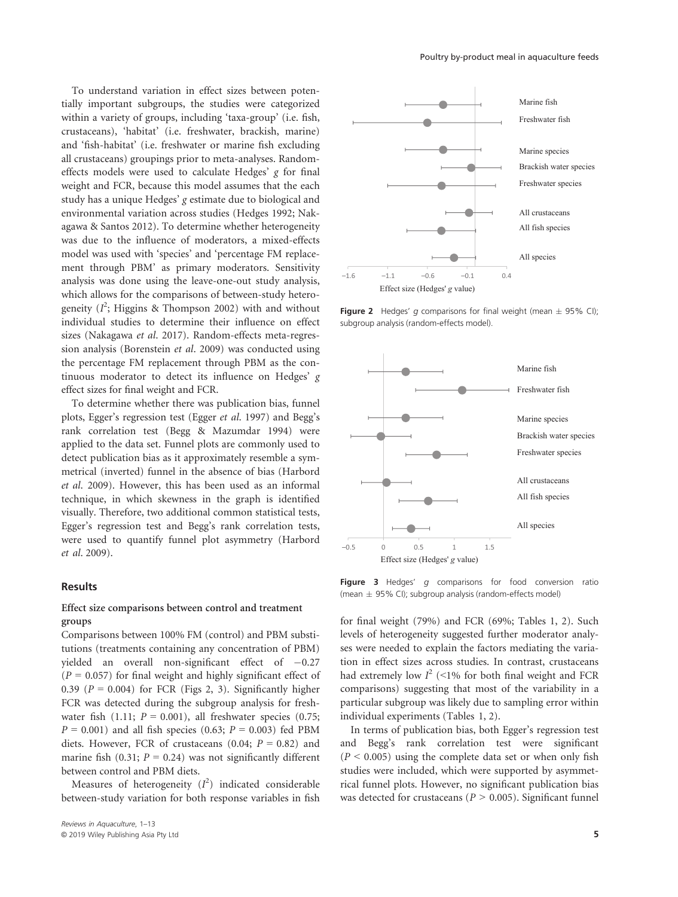To understand variation in effect sizes between potentially important subgroups, the studies were categorized within a variety of groups, including 'taxa-group' (i.e. fish, crustaceans), 'habitat' (i.e. freshwater, brackish, marine) and 'fish-habitat' (i.e. freshwater or marine fish excluding all crustaceans) groupings prior to meta-analyses. Random-effects models were used to calculate Hedges' *g* for final weight and FCR, because this model assumes that the each study has a unique Hedges' *g* estimate due to biological and environmental variation across studies (Hedges 1992; Nakagawa & Santos 2012). To determine whether heterogeneity was due to the influence of moderators, a mixed-effects model was used with 'species' and 'percentage FM replacement through PBM' as primary moderators. Sensitivity analysis was done using the leave-one-out study analysis, which allows for the comparisons of between-study heterogeneity ($I^2$; Higgins & Thompson 2002) with and without individual studies to determine their influence on effect sizes (Nakagawa *et al*. 2017). Random-effects meta-regression analysis (Borenstein *et al*. 2009) was conducted using the percentage FM replacement through PBM as the continuous moderator to detect its influence on Hedges' *g* effect sizes for final weight and FCR.

To determine whether there was publication bias, funnel plots, Egger's regression test (Egger *et al*. 1997) and Begg's rank correlation test (Begg & Mazumdar 1994) were applied to the data set. Funnel plots are commonly used to detect publication bias as it approximately resemble a symmetrical (inverted) funnel in the absence of bias (Harbord *et al*. 2009). However, this has been used as an informal technique, in which skewness in the graph is identified visually. Therefore, two additional common statistical tests, Egger's regression test and Begg's rank correlation tests, were used to quantify funnel plot asymmetry (Harbord *et al*. 2009).

## Results

### Effect size comparisons between control and treatment groups

Comparisons between 100% FM (control) and PBM substitutions (treatments containing any concentration of PBM) yielded an overall non-significant effect of −0.27 ($P = 0.057$) for final weight and highly significant effect of 0.39 ($P = 0.004$) for FCR (Figs 2, 3). Significantly higher FCR was detected during the subgroup analysis for freshwater fish (1.11; $P = 0.001$), all freshwater species (0.75; $P = 0.001$) and all fish species (0.63; $P = 0.003$) fed PBM diets. However, FCR of crustaceans (0.04; $P = 0.82$) and marine fish (0.31; $P = 0.24$) was not significantly different between control and PBM diets.

Measures of heterogeneity ($I^2$) indicated considerable between-study variation for both response variables in fish

Marine fish
Freshwater fish
Marine species
Brackish water species
Freshwater species
All crustaceans
All fish species
All species
−1.6 −1.1 −0.6 −0.1 0.4
Effect size (Hedges' *g* value)

**Figure 2** Hedges' *g* comparisons for final weight (mean ± 95% CI); subgroup analysis (random-effects model).

Marine fish
Freshwater fish
Marine species
Brackish water species
Freshwater species
All crustaceans
All fish species
All species
−0.5 0 0.5 1 1.5
Effect size (Hedges' *g* value)

**Figure 3** Hedges' *g* comparisons for food conversion ratio (mean ± 95% CI); subgroup analysis (random-effects model)

for final weight (79%) and FCR (69%; Tables 1, 2). Such levels of heterogeneity suggested further moderator analyses were needed to explain the factors mediating the variation in effect sizes across studies. In contrast, crustaceans had extremely low $I^2$ (<1% for both final weight and FCR comparisons) suggesting that most of the variability in a particular subgroup was likely due to sampling error within individual experiments (Tables 1, 2).

In terms of publication bias, both Egger's regression test and Begg's rank correlation test were significant ($P < 0.005$) using the complete data set or when only fish studies were included, which were supported by asymmetrical funnel plots. However, no significant publication bias was detected for crustaceans ($P > 0.005$). Significant funnel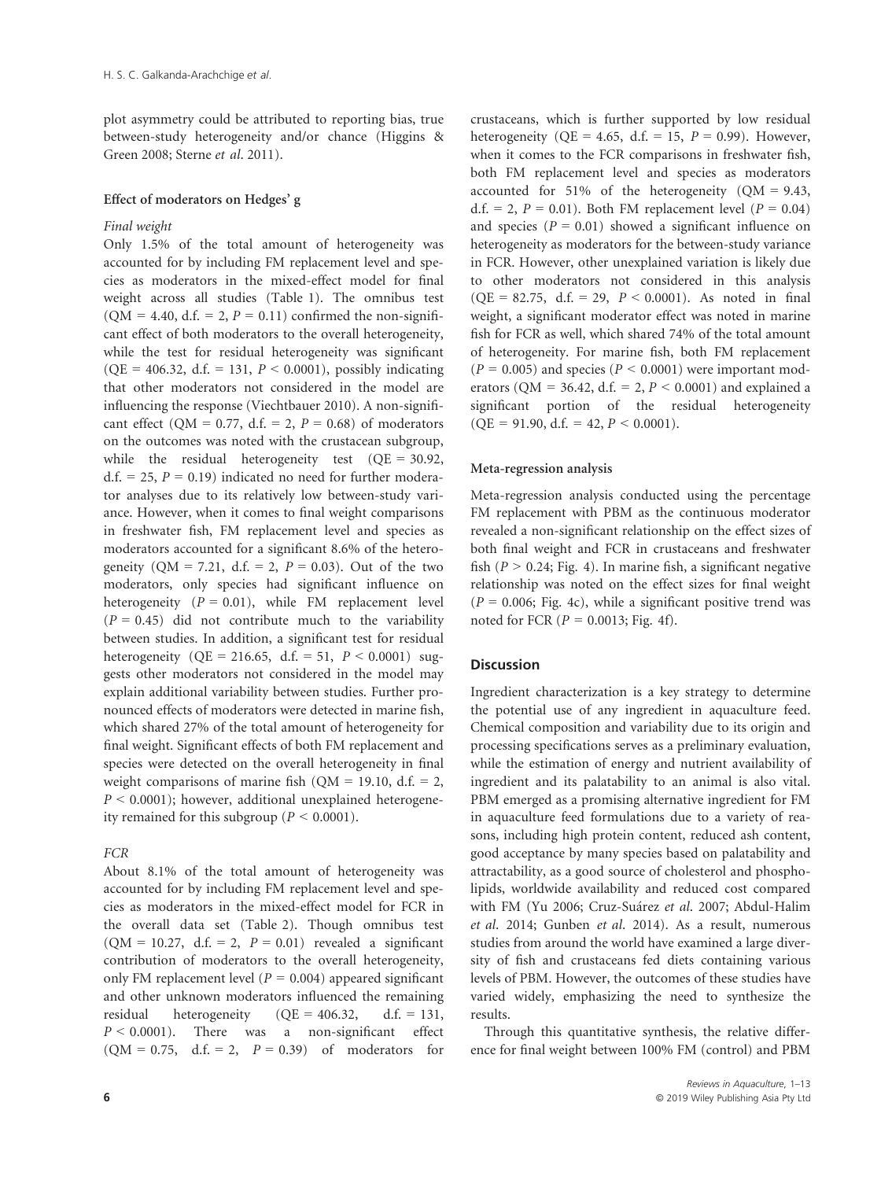plot asymmetry could be attributed to reporting bias, true between-study heterogeneity and/or chance (Higgins & Green 2008; Sterne *et al.* 2011).

### Effect of moderators on Hedges' g

#### *Final weight*

Only 1.5% of the total amount of heterogeneity was accounted for by including FM replacement level and species as moderators in the mixed-effect model for final weight across all studies (Table 1). The omnibus test (QM = 4.40, d.f. = 2, $P = 0.11$) confirmed the non-significant effect of both moderators to the overall heterogeneity, while the test for residual heterogeneity was significant (QE = 406.32, d.f. = 131, $P < 0.0001$), possibly indicating that other moderators not considered in the model are influencing the response (Viechtbauer 2010). A non-significant effect (QM = 0.77, d.f. = 2, $P = 0.68$) of moderators on the outcomes was noted with the crustacean subgroup, while the residual heterogeneity test (QE = 30.92, d.f. = 25, $P = 0.19$) indicated no need for further moderator analyses due to its relatively low between-study variance. However, when it comes to final weight comparisons in freshwater fish, FM replacement level and species as moderators accounted for a significant 8.6% of the heterogeneity (QM = 7.21, d.f. = 2, $P = 0.03$). Out of the two moderators, only species had significant influence on heterogeneity ($P = 0.01$), while FM replacement level ($P = 0.45$) did not contribute much to the variability between studies. In addition, a significant test for residual heterogeneity (QE = 216.65, d.f. = 51, $P < 0.0001$) suggests other moderators not considered in the model may explain additional variability between studies. Further pronounced effects of moderators were detected in marine fish, which shared 27% of the total amount of heterogeneity for final weight. Significant effects of both FM replacement and species were detected on the overall heterogeneity in final weight comparisons of marine fish (QM = 19.10, d.f. = 2, $P < 0.0001$); however, additional unexplained heterogeneity remained for this subgroup ($P < 0.0001$).

#### *FCR*

About 8.1% of the total amount of heterogeneity was accounted for by including FM replacement level and species as moderators in the mixed-effect model for FCR in the overall data set (Table 2). Though omnibus test (QM = 10.27, d.f. = 2, $P = 0.01$) revealed a significant contribution of moderators to the overall heterogeneity, only FM replacement level ($P = 0.004$) appeared significant and other unknown moderators influenced the remaining residual heterogeneity (QE = 406.32, d.f. = 131, $P < 0.0001$). There was a non-significant effect (QM = 0.75, d.f. = 2, $P = 0.39$) of moderators for crustaceans, which is further supported by low residual heterogeneity (QE = 4.65, d.f. = 15, $P = 0.99$). However, when it comes to the FCR comparisons in freshwater fish, both FM replacement level and species as moderators accounted for 51% of the heterogeneity (QM = 9.43, d.f. = 2, $P = 0.01$). Both FM replacement level ($P = 0.04$) and species ($P = 0.01$) showed a significant influence on heterogeneity as moderators for the between-study variance in FCR. However, other unexplained variation is likely due to other moderators not considered in this analysis (QE = 82.75, d.f. = 29, $P < 0.0001$). As noted in final weight, a significant moderator effect was noted in marine fish for FCR as well, which shared 74% of the total amount of heterogeneity. For marine fish, both FM replacement ($P = 0.005$) and species ($P < 0.0001$) were important moderators (QM = 36.42, d.f. = 2, $P < 0.0001$) and explained a significant portion of the residual heterogeneity (QE = 91.90, d.f. = 42, $P < 0.0001$).

### Meta-regression analysis

Meta-regression analysis conducted using the percentage FM replacement with PBM as the continuous moderator revealed a non-significant relationship on the effect sizes of both final weight and FCR in crustaceans and freshwater fish ($P > 0.24$; Fig. 4). In marine fish, a significant negative relationship was noted on the effect sizes for final weight ($P = 0.006$; Fig. 4c), while a significant positive trend was noted for FCR ($P = 0.0013$; Fig. 4f).

## Discussion

Ingredient characterization is a key strategy to determine the potential use of any ingredient in aquaculture feed. Chemical composition and variability due to its origin and processing specifications serves as a preliminary evaluation, while the estimation of energy and nutrient availability of ingredient and its palatability to an animal is also vital. PBM emerged as a promising alternative ingredient for FM in aquaculture feed formulations due to a variety of reasons, including high protein content, reduced ash content, good acceptance by many species based on palatability and attractability, as a good source of cholesterol and phospholipids, worldwide availability and reduced cost compared with FM (Yu 2006; Cruz-Suárez *et al.* 2007; Abdul-Halim *et al.* 2014; Gunben *et al.* 2014). As a result, numerous studies from around the world have examined a large diversity of fish and crustaceans fed diets containing various levels of PBM. However, the outcomes of these studies have varied widely, emphasizing the need to synthesize the results.

Through this quantitative synthesis, the relative difference for final weight between 100% FM (control) and PBM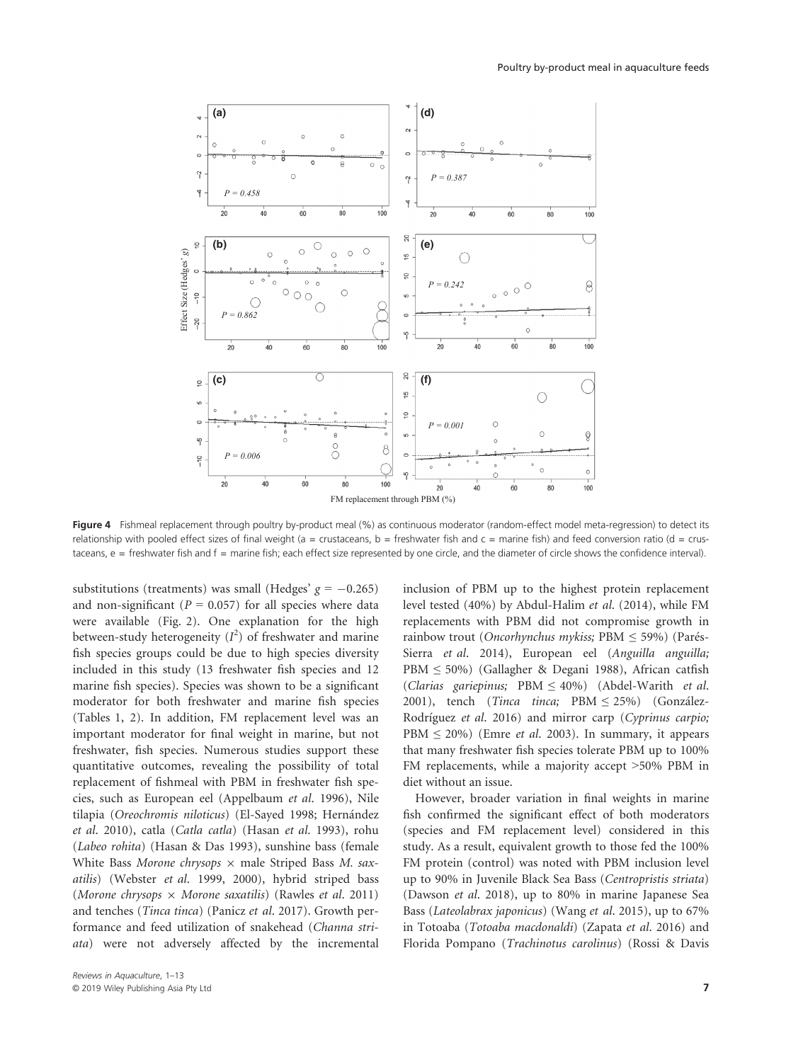(a)

P = 0.458

(d)

P = 0.387

(b)

P = 0.862

(e)

P = 0.242

(c)

P = 0.006

(f)

P = 0.001

Effect Size (Hedges' g)

FM replacement through PBM (%)

**Figure 4** Fishmeal replacement through poultry by-product meal (%) as continuous moderator (random-effect model meta-regression) to detect its relationship with pooled effect sizes of final weight (a = crustaceans, b = freshwater fish and c = marine fish) and feed conversion ratio (d = crustaceans, e = freshwater fish and f = marine fish; each effect size represented by one circle, and the diameter of circle shows the confidence interval).

substitutions (treatments) was small (Hedges' $g = -0.265$) and non-significant ($P = 0.057$) for all species where data were available (Fig. 2). One explanation for the high between-study heterogeneity ($I^2$) of freshwater and marine fish species groups could be due to high species diversity included in this study (13 freshwater fish species and 12 marine fish species). Species was shown to be a significant moderator for both freshwater and marine fish species (Tables 1, 2). In addition, FM replacement level was an important moderator for final weight in marine, but not freshwater, fish species. Numerous studies support these quantitative outcomes, revealing the possibility of total replacement of fishmeal with PBM in freshwater fish species, such as European eel (Appelbaum *et al.* 1996), Nile tilapia (*Oreochromis niloticus*) (El-Sayed 1998; Hernández *et al.* 2010), catla (*Catla catla*) (Hasan *et al.* 1993), rohu (*Labeo rohita*) (Hasan & Das 1993), sunshine bass (female White Bass *Morone chrysops* × male Striped Bass *M. saxatilis*) (Webster *et al.* 1999, 2000), hybrid striped bass (*Morone chrysops* × *Morone saxatilis*) (Rawles *et al.* 2011) and tenches (*Tinca tinca*) (Panicz *et al.* 2017). Growth performance and feed utilization of snakehead (*Channa striata*) were not adversely affected by the incremental inclusion of PBM up to the highest protein replacement level tested (40%) by Abdul-Halim *et al.* (2014), while FM replacements with PBM did not compromise growth in rainbow trout (*Oncorhynchus mykiss;* PBM ≤ 59%) (Parés-Sierra *et al.* 2014), European eel (*Anguilla anguilla;* PBM ≤ 50%) (Gallagher & Degani 1988), African catfish (*Clarias gariepinus;* PBM ≤ 40%) (Abdel-Warith *et al.* 2001), tench (*Tinca tinca;* PBM ≤ 25%) (González-Rodríguez *et al.* 2016) and mirror carp (*Cyprinus carpio;* PBM ≤ 20%) (Emre *et al.* 2003). In summary, it appears that many freshwater fish species tolerate PBM up to 100% FM replacements, while a majority accept >50% PBM in diet without an issue.

However, broader variation in final weights in marine fish confirmed the significant effect of both moderators (species and FM replacement level) considered in this study. As a result, equivalent growth to those fed the 100% FM protein (control) was noted with PBM inclusion level up to 90% in Juvenile Black Sea Bass (*Centropristis striata*) (Dawson *et al.* 2018), up to 80% in marine Japanese Sea Bass (*Lateolabrax japonicus*) (Wang *et al.* 2015), up to 67% in Totoaba (*Totoaba macdonaldi*) (Zapata *et al.* 2016) and Florida Pompano (*Trachinotus carolinus*) (Rossi & Davis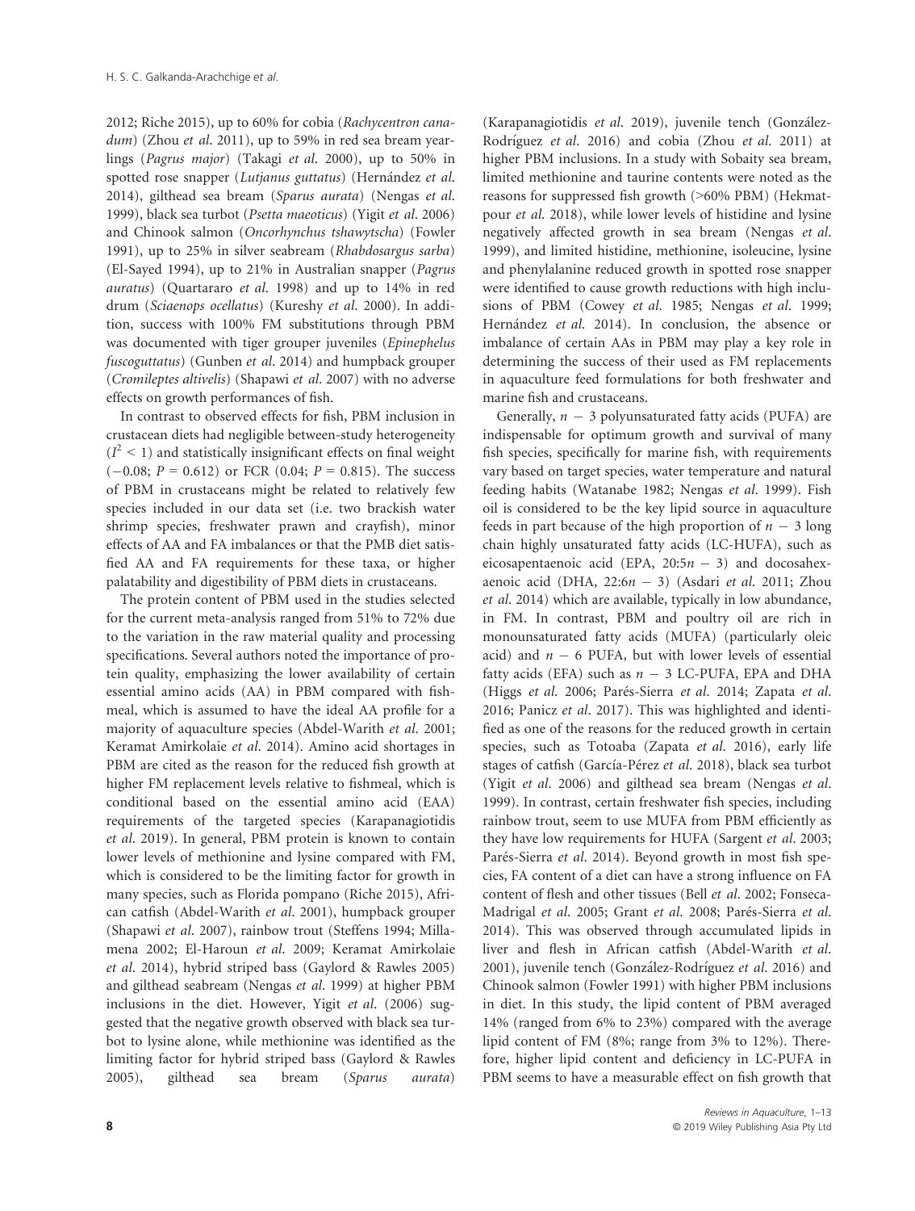2012; Riche 2015), up to 60% for cobia (*Rachycentron canadum*) (Zhou *et al*. 2011), up to 59% in red sea bream yearlings (*Pagrus major*) (Takagi *et al*. 2000), up to 50% in spotted rose snapper (*Lutjanus guttatus*) (Hernández *et al*. 2014), gilthead sea bream (*Sparus aurata*) (Nengas *et al*. 1999), black sea turbot (*Psetta maeoticus*) (Yigit *et al*. 2006) and Chinook salmon (*Oncorhynchus tshawytscha*) (Fowler 1991), up to 25% in silver seabream (*Rhabdosargus sarba*) (El-Sayed 1994), up to 21% in Australian snapper (*Pagrus auratus*) (Quartararo *et al*. 1998) and up to 14% in red drum (*Sciaenops ocellatus*) (Kureshy *et al*. 2000). In addition, success with 100% FM substitutions through PBM was documented with tiger grouper juveniles (*Epinephelus fuscoguttatus*) (Gunben *et al*. 2014) and humpback grouper (*Cromileptes altivelis*) (Shapawi *et al*. 2007) with no adverse effects on growth performances of fish.

In contrast to observed effects for fish, PBM inclusion in crustacean diets had negligible between-study heterogeneity ($I^2 < 1$) and statistically insignificant effects on final weight ($-0.08$; $P = 0.612$) or FCR ($0.04$; $P = 0.815$). The success of PBM in crustaceans might be related to relatively few species included in our data set (i.e. two brackish water shrimp species, freshwater prawn and crayfish), minor effects of AA and FA imbalances or that the PMB diet satisfied AA and FA requirements for these taxa, or higher palatability and digestibility of PBM diets in crustaceans.

The protein content of PBM used in the studies selected for the current meta-analysis ranged from 51% to 72% due to the variation in the raw material quality and processing specifications. Several authors noted the importance of protein quality, emphasizing the lower availability of certain essential amino acids (AA) in PBM compared with fishmeal, which is assumed to have the ideal AA profile for a majority of aquaculture species (Abdel-Warith *et al*. 2001; Keramat Amirkolaie *et al*. 2014). Amino acid shortages in PBM are cited as the reason for the reduced fish growth at higher FM replacement levels relative to fishmeal, which is conditional based on the essential amino acid (EAA) requirements of the targeted species (Karapanagiotidis *et al*. 2019). In general, PBM protein is known to contain lower levels of methionine and lysine compared with FM, which is considered to be the limiting factor for growth in many species, such as Florida pompano (Riche 2015), African catfish (Abdel-Warith *et al*. 2001), humpback grouper (Shapawi *et al*. 2007), rainbow trout (Steffens 1994; Millamena 2002; El-Haroun *et al*. 2009; Keramat Amirkolaie *et al*. 2014), hybrid striped bass (Gaylord & Rawles 2005) and gilthead seabream (Nengas *et al*. 1999) at higher PBM inclusions in the diet. However, Yigit *et al*. (2006) suggested that the negative growth observed with black sea turbot to lysine alone, while methionine was identified as the limiting factor for hybrid striped bass (Gaylord & Rawles 2005), gilthead sea bream (*Sparus aurata*) (Karapanagiotidis *et al*. 2019), juvenile tench (González-Rodríguez *et al*. 2016) and cobia (Zhou *et al*. 2011) at higher PBM inclusions. In a study with Sobaity sea bream, limited methionine and taurine contents were noted as the reasons for suppressed fish growth (>60% PBM) (Hekmatpour *et al*. 2018), while lower levels of histidine and lysine negatively affected growth in sea bream (Nengas *et al*. 1999), and limited histidine, methionine, isoleucine, lysine and phenylalanine reduced growth in spotted rose snapper were identified to cause growth reductions with high inclusions of PBM (Cowey *et al*. 1985; Nengas *et al*. 1999; Hernández *et al*. 2014). In conclusion, the absence or imbalance of certain AAs in PBM may play a key role in determining the success of their used as FM replacements in aquaculture feed formulations for both freshwater and marine fish and crustaceans.

Generally, $n-3$ polyunsaturated fatty acids (PUFA) are indispensable for optimum growth and survival of many fish species, specifically for marine fish, with requirements vary based on target species, water temperature and natural feeding habits (Watanabe 1982; Nengas *et al*. 1999). Fish oil is considered to be the key lipid source in aquaculture feeds in part because of the high proportion of $n-3$ long chain highly unsaturated fatty acids (LC-HUFA), such as eicosapentaenoic acid (EPA, $20{:}5n-3$) and docosahexaenoic acid (DHA, $22{:}6n-3$) (Asdari *et al*. 2011; Zhou *et al*. 2014) which are available, typically in low abundance, in FM. In contrast, PBM and poultry oil are rich in monounsaturated fatty acids (MUFA) (particularly oleic acid) and $n-6$ PUFA, but with lower levels of essential fatty acids (EFA) such as $n-3$ LC-PUFA, EPA and DHA (Higgs *et al*. 2006; Parés-Sierra *et al*. 2014; Zapata *et al*. 2016; Panicz *et al*. 2017). This was highlighted and identified as one of the reasons for the reduced growth in certain species, such as Totoaba (Zapata *et al*. 2016), early life stages of catfish (García-Pérez *et al*. 2018), black sea turbot (Yigit *et al*. 2006) and gilthead sea bream (Nengas *et al*. 1999). In contrast, certain freshwater fish species, including rainbow trout, seem to use MUFA from PBM efficiently as they have low requirements for HUFA (Sargent *et al*. 2003; Parés-Sierra *et al*. 2014). Beyond growth in most fish species, FA content of a diet can have a strong influence on FA content of flesh and other tissues (Bell *et al*. 2002; Fonseca-Madrigal *et al*. 2005; Grant *et al*. 2008; Parés-Sierra *et al*. 2014). This was observed through accumulated lipids in liver and flesh in African catfish (Abdel-Warith *et al*. 2001), juvenile tench (González-Rodríguez *et al*. 2016) and Chinook salmon (Fowler 1991) with higher PBM inclusions in diet. In this study, the lipid content of PBM averaged 14% (ranged from 6% to 23%) compared with the average lipid content of FM (8%; range from 3% to 12%). Therefore, higher lipid content and deficiency in LC-PUFA in PBM seems to have a measurable effect on fish growth that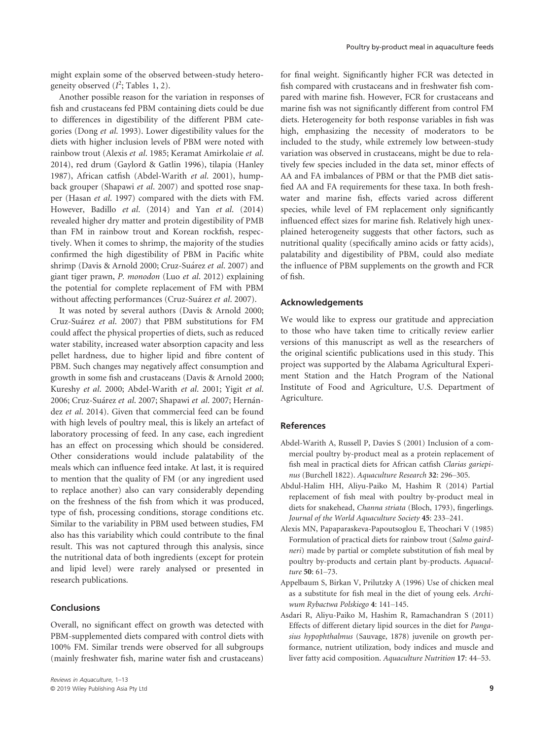might explain some of the observed between-study heterogeneity observed ($I^2$; Tables 1, 2).

Another possible reason for the variation in responses of fish and crustaceans fed PBM containing diets could be due to differences in digestibility of the different PBM categories (Dong *et al*. 1993). Lower digestibility values for the diets with higher inclusion levels of PBM were noted with rainbow trout (Alexis *et al*. 1985; Keramat Amirkolaie *et al*. 2014), red drum (Gaylord & Gatlin 1996), tilapia (Hanley 1987), African catfish (Abdel-Warith *et al*. 2001), humpback grouper (Shapawi *et al*. 2007) and spotted rose snapper (Hasan *et al*. 1997) compared with the diets with FM. However, Badillo *et al*. (2014) and Yan *et al*. (2014) revealed higher dry matter and protein digestibility of PMB than FM in rainbow trout and Korean rockfish, respectively. When it comes to shrimp, the majority of the studies confirmed the high digestibility of PBM in Pacific white shrimp (Davis & Arnold 2000; Cruz-Suárez *et al*. 2007) and giant tiger prawn, *P. monodon* (Luo *et al*. 2012) explaining the potential for complete replacement of FM with PBM without affecting performances (Cruz-Suárez *et al*. 2007).

It was noted by several authors (Davis & Arnold 2000; Cruz-Suárez *et al*. 2007) that PBM substitutions for FM could affect the physical properties of diets, such as reduced water stability, increased water absorption capacity and less pellet hardness, due to higher lipid and fibre content of PBM. Such changes may negatively affect consumption and growth in some fish and crustaceans (Davis & Arnold 2000; Kureshy *et al*. 2000; Abdel-Warith *et al*. 2001; Yigit *et al*. 2006; Cruz-Suárez *et al*. 2007; Shapawi *et al*. 2007; Hernández *et al*. 2014). Given that commercial feed can be found with high levels of poultry meal, this is likely an artefact of laboratory processing of feed. In any case, each ingredient has an effect on processing which should be considered. Other considerations would include palatability of the meals which can influence feed intake. At last, it is required to mention that the quality of FM (or any ingredient used to replace another) also can vary considerably depending on the freshness of the fish from which it was produced, type of fish, processing conditions, storage conditions etc. Similar to the variability in PBM used between studies, FM also has this variability which could contribute to the final result. This was not captured through this analysis, since the nutritional data of both ingredients (except for protein and lipid level) were rarely analysed or presented in research publications.

## Conclusions

Overall, no significant effect on growth was detected with PBM-supplemented diets compared with control diets with 100% FM. Similar trends were observed for all subgroups (mainly freshwater fish, marine water fish and crustaceans) for final weight. Significantly higher FCR was detected in fish compared with crustaceans and in freshwater fish compared with marine fish. However, FCR for crustaceans and marine fish was not significantly different from control FM diets. Heterogeneity for both response variables in fish was high, emphasizing the necessity of moderators to be included to the study, while extremely low between-study variation was observed in crustaceans, might be due to relatively few species included in the data set, minor effects of AA and FA imbalances of PBM or that the PMB diet satisfied AA and FA requirements for these taxa. In both freshwater and marine fish, effects varied across different species, while level of FM replacement only significantly influenced effect sizes for marine fish. Relatively high unexplained heterogeneity suggests that other factors, such as nutritional quality (specifically amino acids or fatty acids), palatability and digestibility of PBM, could also mediate the influence of PBM supplements on the growth and FCR of fish.

## Acknowledgements

We would like to express our gratitude and appreciation to those who have taken time to critically review earlier versions of this manuscript as well as the researchers of the original scientific publications used in this study. This project was supported by the Alabama Agricultural Experiment Station and the Hatch Program of the National Institute of Food and Agriculture, U.S. Department of Agriculture.

## References

Abdel-Warith A, Russell P, Davies S (2001) Inclusion of a commercial poultry by-product meal as a protein replacement of fish meal in practical diets for African catfish *Clarias gariepinus* (Burchell 1822). *Aquaculture Research* **32**: 296–305.

Abdul-Halim HH, Aliyu-Paiko M, Hashim R (2014) Partial replacement of fish meal with poultry by-product meal in diets for snakehead, *Channa striata* (Bloch, 1793), fingerlings. *Journal of the World Aquaculture Society* **45**: 233–241.

Alexis MN, Papaparaskeva-Papoutsoglou E, Theochari V (1985) Formulation of practical diets for rainbow trout (*Salmo gairdneri*) made by partial or complete substitution of fish meal by poultry by-products and certain plant by-products. *Aquaculture* **50**: 61–73.

Appelbaum S, Birkan V, Prilutzky A (1996) Use of chicken meal as a substitute for fish meal in the diet of young eels. *Archiwum Rybactwa Polskiego* **4**: 141–145.

Asdari R, Aliyu-Paiko M, Hashim R, Ramachandran S (2011) Effects of different dietary lipid sources in the diet for *Pangasius hypophthalmus* (Sauvage, 1878) juvenile on growth performance, nutrient utilization, body indices and muscle and liver fatty acid composition. *Aquaculture Nutrition* **17**: 44–53.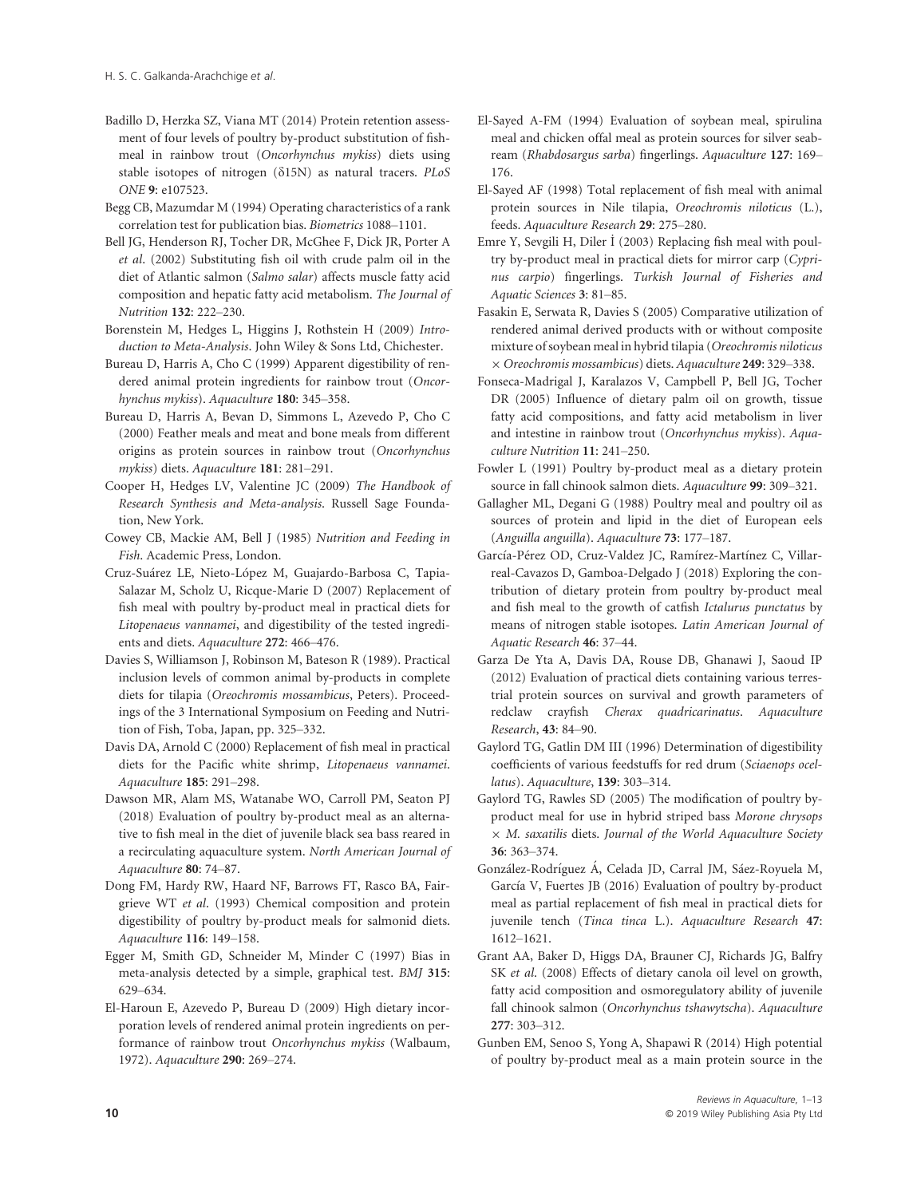Badillo D, Herzka SZ, Viana MT (2014) Protein retention assessment of four levels of poultry by-product substitution of fishmeal in rainbow trout (*Oncorhynchus mykiss*) diets using stable isotopes of nitrogen (δ15N) as natural tracers. *PLoS ONE* **9**: e107523.

Begg CB, Mazumdar M (1994) Operating characteristics of a rank correlation test for publication bias. *Biometrics* 1088–1101.

Bell JG, Henderson RJ, Tocher DR, McGhee F, Dick JR, Porter A *et al*. (2002) Substituting fish oil with crude palm oil in the diet of Atlantic salmon (*Salmo salar*) affects muscle fatty acid composition and hepatic fatty acid metabolism. *The Journal of Nutrition* **132**: 222–230.

Borenstein M, Hedges L, Higgins J, Rothstein H (2009) *Introduction to Meta-Analysis*. John Wiley & Sons Ltd, Chichester.

Bureau D, Harris A, Cho C (1999) Apparent digestibility of rendered animal protein ingredients for rainbow trout (*Oncorhynchus mykiss*). *Aquaculture* **180**: 345–358.

Bureau D, Harris A, Bevan D, Simmons L, Azevedo P, Cho C (2000) Feather meals and meat and bone meals from different origins as protein sources in rainbow trout (*Oncorhynchus mykiss*) diets. *Aquaculture* **181**: 281–291.

Cooper H, Hedges LV, Valentine JC (2009) *The Handbook of Research Synthesis and Meta-analysis*. Russell Sage Foundation, New York.

Cowey CB, Mackie AM, Bell J (1985) *Nutrition and Feeding in Fish*. Academic Press, London.

Cruz-Suárez LE, Nieto-López M, Guajardo-Barbosa C, Tapia-Salazar M, Scholz U, Ricque-Marie D (2007) Replacement of fish meal with poultry by-product meal in practical diets for *Litopenaeus vannamei*, and digestibility of the tested ingredients and diets. *Aquaculture* **272**: 466–476.

Davies S, Williamson J, Robinson M, Bateson R (1989). Practical inclusion levels of common animal by-products in complete diets for tilapia (*Oreochromis mossambicus*, Peters). Proceedings of the 3 International Symposium on Feeding and Nutrition of Fish, Toba, Japan, pp. 325–332.

Davis DA, Arnold C (2000) Replacement of fish meal in practical diets for the Pacific white shrimp, *Litopenaeus vannamei*. *Aquaculture* **185**: 291–298.

Dawson MR, Alam MS, Watanabe WO, Carroll PM, Seaton PJ (2018) Evaluation of poultry by-product meal as an alternative to fish meal in the diet of juvenile black sea bass reared in a recirculating aquaculture system. *North American Journal of Aquaculture* **80**: 74–87.

Dong FM, Hardy RW, Haard NF, Barrows FT, Rasco BA, Fairgrieve WT *et al*. (1993) Chemical composition and protein digestibility of poultry by-product meals for salmonid diets. *Aquaculture* **116**: 149–158.

Egger M, Smith GD, Schneider M, Minder C (1997) Bias in meta-analysis detected by a simple, graphical test. *BMJ* **315**: 629–634.

El-Haroun E, Azevedo P, Bureau D (2009) High dietary incorporation levels of rendered animal protein ingredients on performance of rainbow trout *Oncorhynchus mykiss* (Walbaum, 1972). *Aquaculture* **290**: 269–274.

El-Sayed A-FM (1994) Evaluation of soybean meal, spirulina meal and chicken offal meal as protein sources for silver seabream (*Rhabdosargus sarba*) fingerlings. *Aquaculture* **127**: 169–176.

El-Sayed AF (1998) Total replacement of fish meal with animal protein sources in Nile tilapia, *Oreochromis niloticus* (L.), feeds. *Aquaculture Research* **29**: 275–280.

Emre Y, Sevgili H, Diler İ (2003) Replacing fish meal with poultry by-product meal in practical diets for mirror carp (*Cyprinus carpio*) fingerlings. *Turkish Journal of Fisheries and Aquatic Sciences* **3**: 81–85.

Fasakin E, Serwata R, Davies S (2005) Comparative utilization of rendered animal derived products with or without composite mixture of soybean meal in hybrid tilapia (*Oreochromis niloticus* × *Oreochromis mossambicus*) diets. *Aquaculture* **249**: 329–338.

Fonseca-Madrigal J, Karalazos V, Campbell P, Bell JG, Tocher DR (2005) Influence of dietary palm oil on growth, tissue fatty acid compositions, and fatty acid metabolism in liver and intestine in rainbow trout (*Oncorhynchus mykiss*). *Aquaculture Nutrition* **11**: 241–250.

Fowler L (1991) Poultry by-product meal as a dietary protein source in fall chinook salmon diets. *Aquaculture* **99**: 309–321.

Gallagher ML, Degani G (1988) Poultry meal and poultry oil as sources of protein and lipid in the diet of European eels (*Anguilla anguilla*). *Aquaculture* **73**: 177–187.

García-Pérez OD, Cruz-Valdez JC, Ramírez-Martínez C, Villarreal-Cavazos D, Gamboa-Delgado J (2018) Exploring the contribution of dietary protein from poultry by-product meal and fish meal to the growth of catfish *Ictalurus punctatus* by means of nitrogen stable isotopes. *Latin American Journal of Aquatic Research* **46**: 37–44.

Garza De Yta A, Davis DA, Rouse DB, Ghanawi J, Saoud IP (2012) Evaluation of practical diets containing various terrestrial protein sources on survival and growth parameters of redclaw crayfish *Cherax quadricarinatus*. *Aquaculture Research*, **43**: 84–90.

Gaylord TG, Gatlin DM III (1996) Determination of digestibility coefficients of various feedstuffs for red drum (*Sciaenops ocellatus*). *Aquaculture*, **139**: 303–314.

Gaylord TG, Rawles SD (2005) The modification of poultry by-product meal for use in hybrid striped bass *Morone chrysops* × *M. saxatilis* diets. *Journal of the World Aquaculture Society* **36**: 363–374.

González-Rodríguez Á, Celada JD, Carral JM, Sáez-Royuela M, García V, Fuertes JB (2016) Evaluation of poultry by-product meal as partial replacement of fish meal in practical diets for juvenile tench (*Tinca tinca* L.). *Aquaculture Research* **47**: 1612–1621.

Grant AA, Baker D, Higgs DA, Brauner CJ, Richards JG, Balfry SK *et al*. (2008) Effects of dietary canola oil level on growth, fatty acid composition and osmoregulatory ability of juvenile fall chinook salmon (*Oncorhynchus tshawytscha*). *Aquaculture* **277**: 303–312.

Gunben EM, Senoo S, Yong A, Shapawi R (2014) High potential of poultry by-product meal as a main protein source in the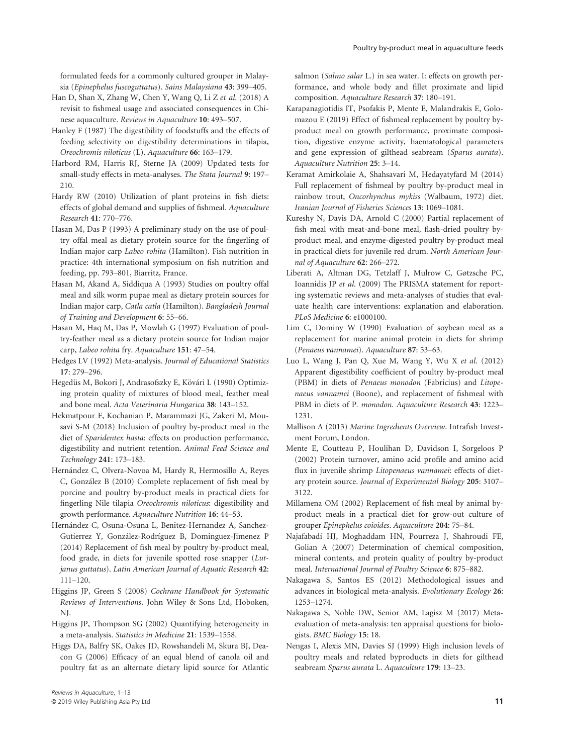formulated feeds for a commonly cultured grouper in Malaysia (*Epinephelus fuscoguttatus*). *Sains Malaysiana* **43**: 399–405.

Han D, Shan X, Zhang W, Chen Y, Wang Q, Li Z *et al*. (2018) A revisit to fishmeal usage and associated consequences in Chinese aquaculture. *Reviews in Aquaculture* **10**: 493–507.

Hanley F (1987) The digestibility of foodstuffs and the effects of feeding selectivity on digestibility determinations in tilapia, *Oreochromis niloticus* (L). *Aquaculture* **66**: 163–179.

Harbord RM, Harris RJ, Sterne JA (2009) Updated tests for small-study effects in meta-analyses. *The Stata Journal* **9**: 197–210.

Hardy RW (2010) Utilization of plant proteins in fish diets: effects of global demand and supplies of fishmeal. *Aquaculture Research* **41**: 770–776.

Hasan M, Das P (1993) A preliminary study on the use of poultry offal meal as dietary protein source for the fingerling of Indian major carp *Labeo rohita* (Hamilton). Fish nutrition in practice: 4th international symposium on fish nutrition and feeding, pp. 793–801, Biarritz, France.

Hasan M, Akand A, Siddiqua A (1993) Studies on poultry offal meal and silk worm pupae meal as dietary protein sources for Indian major carp, *Catla catla* (Hamilton). *Bangladesh Journal of Training and Development* **6**: 55–66.

Hasan M, Haq M, Das P, Mowlah G (1997) Evaluation of poultry-feather meal as a dietary protein source for Indian major carp, *Labeo rohita* fry. *Aquaculture* **151**: 47–54.

Hedges LV (1992) Meta-analysis. *Journal of Educational Statistics* **17**: 279–296.

Hegedüs M, Bokori J, Andrasofszky E, Kövári L (1990) Optimizing protein quality of mixtures of blood meal, feather meal and bone meal. *Acta Veterinaria Hungarica* **38**: 143–152.

Hekmatpour F, Kochanian P, Marammazi JG, Zakeri M, Mousavi S-M (2018) Inclusion of poultry by-product meal in the diet of *Sparidentex hasta*: effects on production performance, digestibility and nutrient retention. *Animal Feed Science and Technology* **241**: 173–183.

Hernández C, Olvera-Novoa M, Hardy R, Hermosillo A, Reyes C, González B (2010) Complete replacement of fish meal by porcine and poultry by-product meals in practical diets for fingerling Nile tilapia *Oreochromis niloticus*: digestibility and growth performance. *Aquaculture Nutrition* **16**: 44–53.

Hernández C, Osuna-Osuna L, Benitez-Hernandez A, Sanchez-Gutierrez Y, González-Rodríguez B, Dominguez-Jimenez P (2014) Replacement of fish meal by poultry by-product meal, food grade, in diets for juvenile spotted rose snapper (*Lutjanus guttatus*). *Latin American Journal of Aquatic Research* **42**: 111–120.

Higgins JP, Green S (2008) *Cochrane Handbook for Systematic Reviews of Interventions*. John Wiley & Sons Ltd, Hoboken, NJ.

Higgins JP, Thompson SG (2002) Quantifying heterogeneity in a meta-analysis. *Statistics in Medicine* **21**: 1539–1558.

Higgs DA, Balfry SK, Oakes JD, Rowshandeli M, Skura BJ, Deacon G (2006) Efficacy of an equal blend of canola oil and poultry fat as an alternate dietary lipid source for Atlantic salmon (*Salmo salar* L.) in sea water. I: effects on growth performance, and whole body and fillet proximate and lipid composition. *Aquaculture Research* **37**: 180–191.

Karapanagiotidis IT, Psofakis P, Mente E, Malandrakis E, Golomazou E (2019) Effect of fishmeal replacement by poultry by-product meal on growth performance, proximate composition, digestive enzyme activity, haematological parameters and gene expression of gilthead seabream (*Sparus aurata*). *Aquaculture Nutrition* **25**: 3–14.

Keramat Amirkolaie A, Shahsavari M, Hedayatyfard M (2014) Full replacement of fishmeal by poultry by-product meal in rainbow trout, *Oncorhynchus mykiss* (Walbaum, 1972) diet. *Iranian Journal of Fisheries Sciences* **13**: 1069–1081.

Kureshy N, Davis DA, Arnold C (2000) Partial replacement of fish meal with meat-and-bone meal, flash-dried poultry by-product meal, and enzyme-digested poultry by-product meal in practical diets for juvenile red drum. *North American Journal of Aquaculture* **62**: 266–272.

Liberati A, Altman DG, Tetzlaff J, Mulrow C, Gøtzsche PC, Ioannidis JP *et al*. (2009) The PRISMA statement for reporting systematic reviews and meta-analyses of studies that evaluate health care interventions: explanation and elaboration. *PLoS Medicine* **6**: e1000100.

Lim C, Dominy W (1990) Evaluation of soybean meal as a replacement for marine animal protein in diets for shrimp (*Penaeus vannamei*). *Aquaculture* **87**: 53–63.

Luo L, Wang J, Pan Q, Xue M, Wang Y, Wu X *et al*. (2012) Apparent digestibility coefficient of poultry by-product meal (PBM) in diets of *Penaeus monodon* (Fabricius) and *Litopenaeus vannamei* (Boone), and replacement of fishmeal with PBM in diets of P. *monodon*. *Aquaculture Research* **43**: 1223–1231.

Mallison A (2013) *Marine Ingredients Overview*. Intrafish Investment Forum, London.

Mente E, Coutteau P, Houlihan D, Davidson I, Sorgeloos P (2002) Protein turnover, amino acid profile and amino acid flux in juvenile shrimp *Litopenaeus vannamei*: effects of dietary protein source. *Journal of Experimental Biology* **205**: 3107–3122.

Millamena OM (2002) Replacement of fish meal by animal by-product meals in a practical diet for grow-out culture of grouper *Epinephelus coioides*. *Aquaculture* **204**: 75–84.

Najafabadi HJ, Moghaddam HN, Pourreza J, Shahroudi FE, Golian A (2007) Determination of chemical composition, mineral contents, and protein quality of poultry by-product meal. *International Journal of Poultry Science* **6**: 875–882.

Nakagawa S, Santos ES (2012) Methodological issues and advances in biological meta-analysis. *Evolutionary Ecology* **26**: 1253–1274.

Nakagawa S, Noble DW, Senior AM, Lagisz M (2017) Meta-evaluation of meta-analysis: ten appraisal questions for biologists. *BMC Biology* **15**: 18.

Nengas I, Alexis MN, Davies SJ (1999) High inclusion levels of poultry meals and related byproducts in diets for gilthead seabream *Sparus aurata* L. *Aquaculture* **179**: 13–23.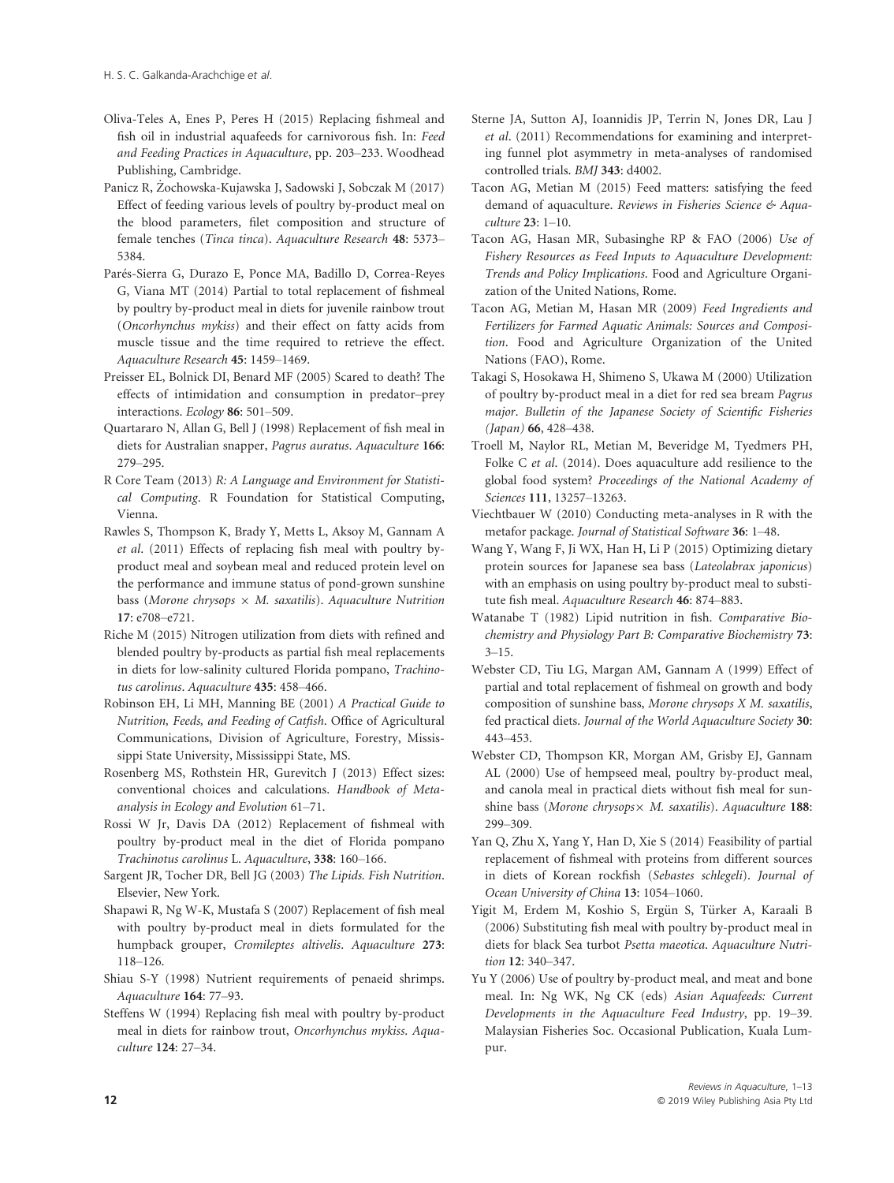Oliva-Teles A, Enes P, Peres H (2015) Replacing fishmeal and fish oil in industrial aquafeeds for carnivorous fish. In: *Feed and Feeding Practices in Aquaculture*, pp. 203–233. Woodhead Publishing, Cambridge.

Panicz R, Żochowska-Kujawska J, Sadowski J, Sobczak M (2017) Effect of feeding various levels of poultry by-product meal on the blood parameters, filet composition and structure of female tenches (*Tinca tinca*). *Aquaculture Research* **48**: 5373–5384.

Parés-Sierra G, Durazo E, Ponce MA, Badillo D, Correa-Reyes G, Viana MT (2014) Partial to total replacement of fishmeal by poultry by-product meal in diets for juvenile rainbow trout (*Oncorhynchus mykiss*) and their effect on fatty acids from muscle tissue and the time required to retrieve the effect. *Aquaculture Research* **45**: 1459–1469.

Preisser EL, Bolnick DI, Benard MF (2005) Scared to death? The effects of intimidation and consumption in predator–prey interactions. *Ecology* **86**: 501–509.

Quartararo N, Allan G, Bell J (1998) Replacement of fish meal in diets for Australian snapper, *Pagrus auratus*. *Aquaculture* **166**: 279–295.

R Core Team (2013) *R: A Language and Environment for Statistical Computing*. R Foundation for Statistical Computing, Vienna.

Rawles S, Thompson K, Brady Y, Metts L, Aksoy M, Gannam A *et al*. (2011) Effects of replacing fish meal with poultry by-product meal and soybean meal and reduced protein level on the performance and immune status of pond-grown sunshine bass (*Morone chrysops* × *M. saxatilis*). *Aquaculture Nutrition* **17**: e708–e721.

Riche M (2015) Nitrogen utilization from diets with refined and blended poultry by-products as partial fish meal replacements in diets for low-salinity cultured Florida pompano, *Trachinotus carolinus*. *Aquaculture* **435**: 458–466.

Robinson EH, Li MH, Manning BE (2001) *A Practical Guide to Nutrition, Feeds, and Feeding of Catfish*. Office of Agricultural Communications, Division of Agriculture, Forestry, Mississippi State University, Mississippi State, MS.

Rosenberg MS, Rothstein HR, Gurevitch J (2013) Effect sizes: conventional choices and calculations. *Handbook of Meta-analysis in Ecology and Evolution* 61–71.

Rossi W Jr, Davis DA (2012) Replacement of fishmeal with poultry by-product meal in the diet of Florida pompano *Trachinotus carolinus* L. *Aquaculture*, **338**: 160–166.

Sargent JR, Tocher DR, Bell JG (2003) *The Lipids. Fish Nutrition*. Elsevier, New York.

Shapawi R, Ng W-K, Mustafa S (2007) Replacement of fish meal with poultry by-product meal in diets formulated for the humpback grouper, *Cromileptes altivelis*. *Aquaculture* **273**: 118–126.

Shiau S-Y (1998) Nutrient requirements of penaeid shrimps. *Aquaculture* **164**: 77–93.

Steffens W (1994) Replacing fish meal with poultry by-product meal in diets for rainbow trout, *Oncorhynchus mykiss*. *Aquaculture* **124**: 27–34.

Sterne JA, Sutton AJ, Ioannidis JP, Terrin N, Jones DR, Lau J *et al*. (2011) Recommendations for examining and interpreting funnel plot asymmetry in meta-analyses of randomised controlled trials. *BMJ* **343**: d4002.

Tacon AG, Metian M (2015) Feed matters: satisfying the feed demand of aquaculture. *Reviews in Fisheries Science & Aquaculture* **23**: 1–10.

Tacon AG, Hasan MR, Subasinghe RP & FAO (2006) *Use of Fishery Resources as Feed Inputs to Aquaculture Development: Trends and Policy Implications*. Food and Agriculture Organization of the United Nations, Rome.

Tacon AG, Metian M, Hasan MR (2009) *Feed Ingredients and Fertilizers for Farmed Aquatic Animals: Sources and Composition*. Food and Agriculture Organization of the United Nations (FAO), Rome.

Takagi S, Hosokawa H, Shimeno S, Ukawa M (2000) Utilization of poultry by-product meal in a diet for red sea bream *Pagrus major*. *Bulletin of the Japanese Society of Scientific Fisheries (Japan)* **66**, 428–438.

Troell M, Naylor RL, Metian M, Beveridge M, Tyedmers PH, Folke C *et al*. (2014). Does aquaculture add resilience to the global food system? *Proceedings of the National Academy of Sciences* **111**, 13257–13263.

Viechtbauer W (2010) Conducting meta-analyses in R with the metafor package. *Journal of Statistical Software* **36**: 1–48.

Wang Y, Wang F, Ji WX, Han H, Li P (2015) Optimizing dietary protein sources for Japanese sea bass (*Lateolabrax japonicus*) with an emphasis on using poultry by-product meal to substitute fish meal. *Aquaculture Research* **46**: 874–883.

Watanabe T (1982) Lipid nutrition in fish. *Comparative Biochemistry and Physiology Part B: Comparative Biochemistry* **73**: 3–15.

Webster CD, Tiu LG, Margan AM, Gannam A (1999) Effect of partial and total replacement of fishmeal on growth and body composition of sunshine bass, *Morone chrysops X M. saxatilis*, fed practical diets. *Journal of the World Aquaculture Society* **30**: 443–453.

Webster CD, Thompson KR, Morgan AM, Grisby EJ, Gannam AL (2000) Use of hempseed meal, poultry by-product meal, and canola meal in practical diets without fish meal for sunshine bass (*Morone chrysops*× *M. saxatilis*). *Aquaculture* **188**: 299–309.

Yan Q, Zhu X, Yang Y, Han D, Xie S (2014) Feasibility of partial replacement of fishmeal with proteins from different sources in diets of Korean rockfish (*Sebastes schlegeli*). *Journal of Ocean University of China* **13**: 1054–1060.

Yigit M, Erdem M, Koshio S, Ergün S, Türker A, Karaali B (2006) Substituting fish meal with poultry by-product meal in diets for black Sea turbot *Psetta maeotica*. *Aquaculture Nutrition* **12**: 340–347.

Yu Y (2006) Use of poultry by-product meal, and meat and bone meal. In: Ng WK, Ng CK (eds) *Asian Aquafeeds: Current Developments in the Aquaculture Feed Industry*, pp. 19–39. Malaysian Fisheries Soc. Occasional Publication, Kuala Lumpur.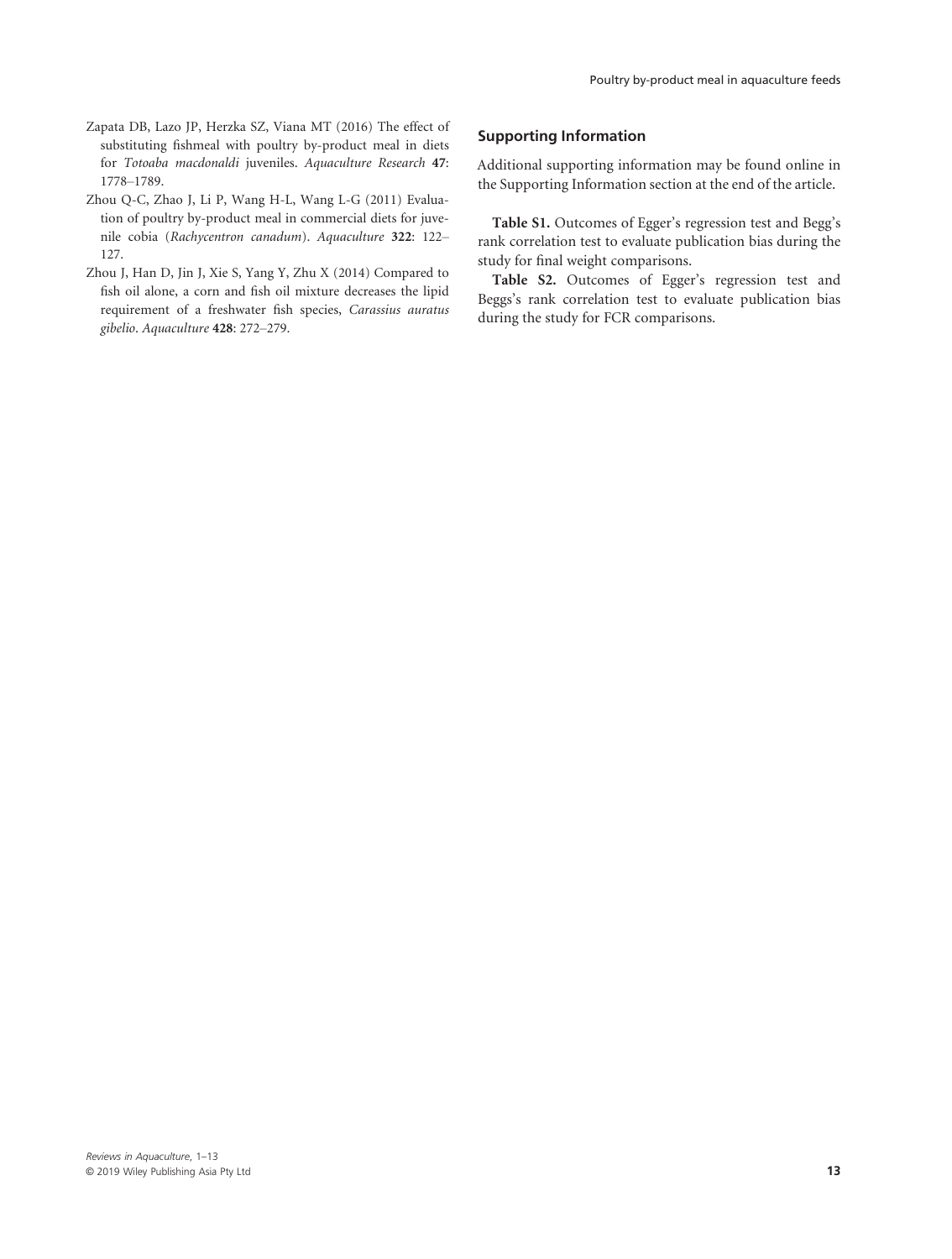Zapata DB, Lazo JP, Herzka SZ, Viana MT (2016) The effect of substituting fishmeal with poultry by-product meal in diets for *Totoaba macdonaldi* juveniles. *Aquaculture Research* **47**: 1778–1789.

Zhou Q-C, Zhao J, Li P, Wang H-L, Wang L-G (2011) Evaluation of poultry by-product meal in commercial diets for juvenile cobia (*Rachycentron canadum*). *Aquaculture* **322**: 122–127.

Zhou J, Han D, Jin J, Xie S, Yang Y, Zhu X (2014) Compared to fish oil alone, a corn and fish oil mixture decreases the lipid requirement of a freshwater fish species, *Carassius auratus gibelio*. *Aquaculture* **428**: 272–279.

## Supporting Information

Additional supporting information may be found online in the Supporting Information section at the end of the article.

**Table S1.** Outcomes of Egger's regression test and Begg's rank correlation test to evaluate publication bias during the study for final weight comparisons.

**Table S2.** Outcomes of Egger's regression test and Beggs's rank correlation test to evaluate publication bias during the study for FCR comparisons.